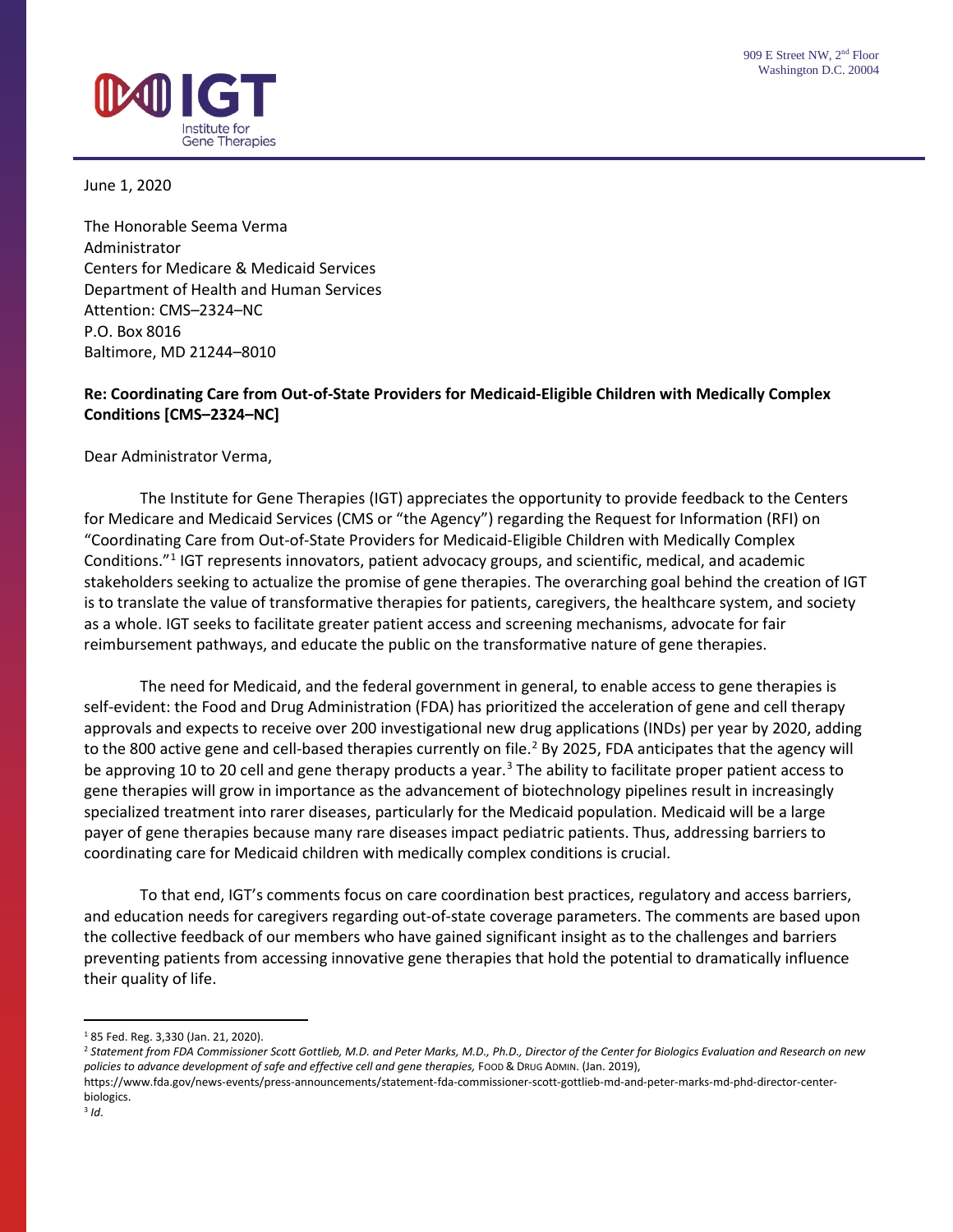IGT Institute for Gene Therapies

909 E Street NW, 2nd Floor
Washington D.C. 20004

June 1, 2020

The Honorable Seema Verma
Administrator
Centers for Medicare & Medicaid Services
Department of Health and Human Services
Attention: CMS–2324–NC
P.O. Box 8016
Baltimore, MD 21244–8010

**Re: Coordinating Care from Out-of-State Providers for Medicaid-Eligible Children with Medically Complex Conditions [CMS–2324–NC]**

Dear Administrator Verma,

The Institute for Gene Therapies (IGT) appreciates the opportunity to provide feedback to the Centers for Medicare and Medicaid Services (CMS or "the Agency") regarding the Request for Information (RFI) on "Coordinating Care from Out-of-State Providers for Medicaid-Eligible Children with Medically Complex Conditions."[1] IGT represents innovators, patient advocacy groups, and scientific, medical, and academic stakeholders seeking to actualize the promise of gene therapies. The overarching goal behind the creation of IGT is to translate the value of transformative therapies for patients, caregivers, the healthcare system, and society as a whole. IGT seeks to facilitate greater patient access and screening mechanisms, advocate for fair reimbursement pathways, and educate the public on the transformative nature of gene therapies.

The need for Medicaid, and the federal government in general, to enable access to gene therapies is self-evident: the Food and Drug Administration (FDA) has prioritized the acceleration of gene and cell therapy approvals and expects to receive over 200 investigational new drug applications (INDs) per year by 2020, adding to the 800 active gene and cell-based therapies currently on file.[2] By 2025, FDA anticipates that the agency will be approving 10 to 20 cell and gene therapy products a year.[3] The ability to facilitate proper patient access to gene therapies will grow in importance as the advancement of biotechnology pipelines result in increasingly specialized treatment into rarer diseases, particularly for the Medicaid population. Medicaid will be a large payer of gene therapies because many rare diseases impact pediatric patients. Thus, addressing barriers to coordinating care for Medicaid children with medically complex conditions is crucial.

To that end, IGT's comments focus on care coordination best practices, regulatory and access barriers, and education needs for caregivers regarding out-of-state coverage parameters. The comments are based upon the collective feedback of our members who have gained significant insight as to the challenges and barriers preventing patients from accessing innovative gene therapies that hold the potential to dramatically influence their quality of life.

---

[1] 85 Fed. Reg. 3,330 (Jan. 21, 2020).

[2] *Statement from FDA Commissioner Scott Gottlieb, M.D. and Peter Marks, M.D., Ph.D., Director of the Center for Biologics Evaluation and Research on new policies to advance development of safe and effective cell and gene therapies,* FOOD & DRUG ADMIN. (Jan. 2019), https://www.fda.gov/news-events/press-announcements/statement-fda-commissioner-scott-gottlieb-md-and-peter-marks-md-phd-director-center-biologics.

[3] *Id*.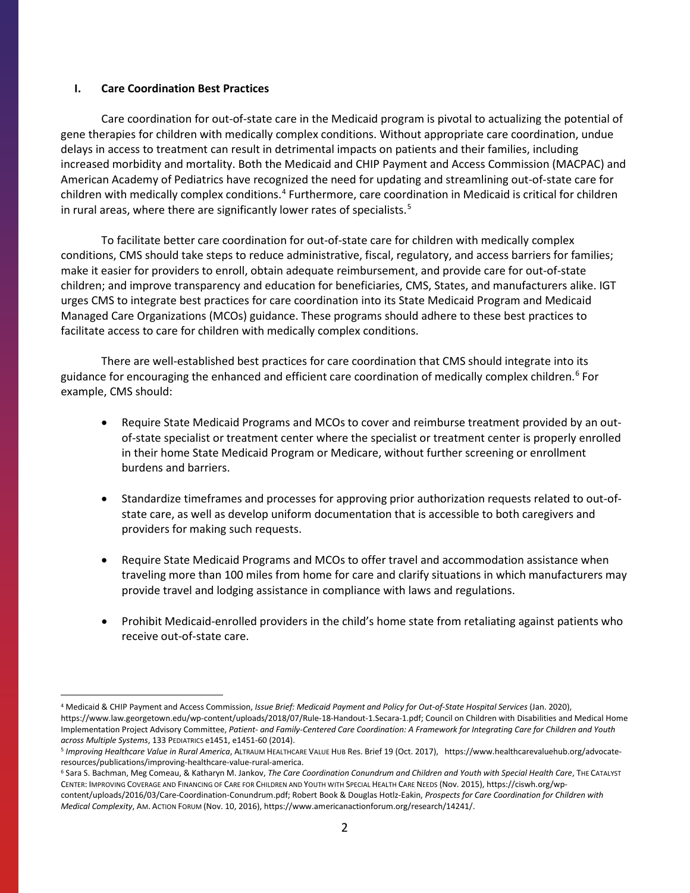## I. Care Coordination Best Practices

Care coordination for out-of-state care in the Medicaid program is pivotal to actualizing the potential of gene therapies for children with medically complex conditions. Without appropriate care coordination, undue delays in access to treatment can result in detrimental impacts on patients and their families, including increased morbidity and mortality. Both the Medicaid and CHIP Payment and Access Commission (MACPAC) and American Academy of Pediatrics have recognized the need for updating and streamlining out-of-state care for children with medically complex conditions.[4] Furthermore, care coordination in Medicaid is critical for children in rural areas, where there are significantly lower rates of specialists.[5]

To facilitate better care coordination for out-of-state care for children with medically complex conditions, CMS should take steps to reduce administrative, fiscal, regulatory, and access barriers for families; make it easier for providers to enroll, obtain adequate reimbursement, and provide care for out-of-state children; and improve transparency and education for beneficiaries, CMS, States, and manufacturers alike. IGT urges CMS to integrate best practices for care coordination into its State Medicaid Program and Medicaid Managed Care Organizations (MCOs) guidance. These programs should adhere to these best practices to facilitate access to care for children with medically complex conditions.

There are well-established best practices for care coordination that CMS should integrate into its guidance for encouraging the enhanced and efficient care coordination of medically complex children.[6] For example, CMS should:

- Require State Medicaid Programs and MCOs to cover and reimburse treatment provided by an out-of-state specialist or treatment center where the specialist or treatment center is properly enrolled in their home State Medicaid Program or Medicare, without further screening or enrollment burdens and barriers.
- Standardize timeframes and processes for approving prior authorization requests related to out-of-state care, as well as develop uniform documentation that is accessible to both caregivers and providers for making such requests.
- Require State Medicaid Programs and MCOs to offer travel and accommodation assistance when traveling more than 100 miles from home for care and clarify situations in which manufacturers may provide travel and lodging assistance in compliance with laws and regulations.
- Prohibit Medicaid-enrolled providers in the child's home state from retaliating against patients who receive out-of-state care.

---

[4] Medicaid & CHIP Payment and Access Commission, *Issue Brief: Medicaid Payment and Policy for Out-of-State Hospital Services* (Jan. 2020), https://www.law.georgetown.edu/wp-content/uploads/2018/07/Rule-18-Handout-1.Secara-1.pdf; Council on Children with Disabilities and Medical Home Implementation Project Advisory Committee, *Patient- and Family-Centered Care Coordination: A Framework for Integrating Care for Children and Youth across Multiple Systems*, 133 PEDIATRICS e1451, e1451-60 (2014).

[5] *Improving Healthcare Value in Rural America*, ALTRAUM HEALTHCARE VALUE HUB Res. Brief 19 (Oct. 2017), https://www.healthcarevaluehub.org/advocate-resources/publications/improving-healthcare-value-rural-america.

[6] Sara S. Bachman, Meg Comeau, & Katharyn M. Jankov, *The Care Coordination Conundrum and Children and Youth with Special Health Care*, THE CATALYST CENTER: IMPROVING COVERAGE AND FINANCING OF CARE FOR CHILDREN AND YOUTH WITH SPECIAL HEALTH CARE NEEDS (Nov. 2015), https://ciswh.org/wp-content/uploads/2016/03/Care-Coordination-Conundrum.pdf; Robert Book & Douglas Hotlz-Eakin, *Prospects for Care Coordination for Children with Medical Complexity*, AM. ACTION FORUM (Nov. 10, 2016), https://www.americanactionforum.org/research/14241/.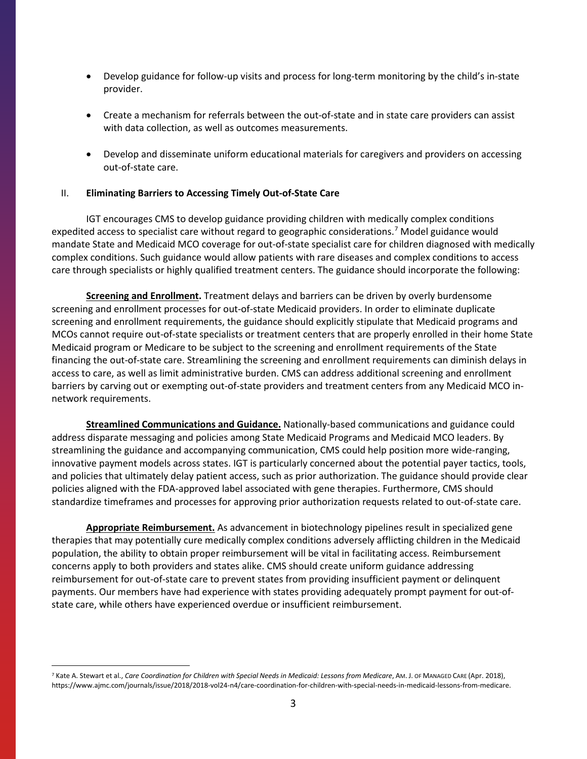- Develop guidance for follow-up visits and process for long-term monitoring by the child's in-state provider.
- Create a mechanism for referrals between the out-of-state and in state care providers can assist with data collection, as well as outcomes measurements.
- Develop and disseminate uniform educational materials for caregivers and providers on accessing out-of-state care.

## II. Eliminating Barriers to Accessing Timely Out-of-State Care

IGT encourages CMS to develop guidance providing children with medically complex conditions expedited access to specialist care without regard to geographic considerations.[7] Model guidance would mandate State and Medicaid MCO coverage for out-of-state specialist care for children diagnosed with medically complex conditions. Such guidance would allow patients with rare diseases and complex conditions to access care through specialists or highly qualified treatment centers. The guidance should incorporate the following:

**Screening and Enrollment.** Treatment delays and barriers can be driven by overly burdensome screening and enrollment processes for out-of-state Medicaid providers. In order to eliminate duplicate screening and enrollment requirements, the guidance should explicitly stipulate that Medicaid programs and MCOs cannot require out-of-state specialists or treatment centers that are properly enrolled in their home State Medicaid program or Medicare to be subject to the screening and enrollment requirements of the State financing the out-of-state care. Streamlining the screening and enrollment requirements can diminish delays in access to care, as well as limit administrative burden. CMS can address additional screening and enrollment barriers by carving out or exempting out-of-state providers and treatment centers from any Medicaid MCO in-network requirements.

**Streamlined Communications and Guidance.** Nationally-based communications and guidance could address disparate messaging and policies among State Medicaid Programs and Medicaid MCO leaders. By streamlining the guidance and accompanying communication, CMS could help position more wide-ranging, innovative payment models across states. IGT is particularly concerned about the potential payer tactics, tools, and policies that ultimately delay patient access, such as prior authorization. The guidance should provide clear policies aligned with the FDA-approved label associated with gene therapies. Furthermore, CMS should standardize timeframes and processes for approving prior authorization requests related to out-of-state care.

**Appropriate Reimbursement.** As advancement in biotechnology pipelines result in specialized gene therapies that may potentially cure medically complex conditions adversely afflicting children in the Medicaid population, the ability to obtain proper reimbursement will be vital in facilitating access. Reimbursement concerns apply to both providers and states alike. CMS should create uniform guidance addressing reimbursement for out-of-state care to prevent states from providing insufficient payment or delinquent payments. Our members have had experience with states providing adequately prompt payment for out-of-state care, while others have experienced overdue or insufficient reimbursement.

---

[7] Kate A. Stewart et al., *Care Coordination for Children with Special Needs in Medicaid: Lessons from Medicare*, AM. J. OF MANAGED CARE (Apr. 2018), https://www.ajmc.com/journals/issue/2018/2018-vol24-n4/care-coordination-for-children-with-special-needs-in-medicaid-lessons-from-medicare.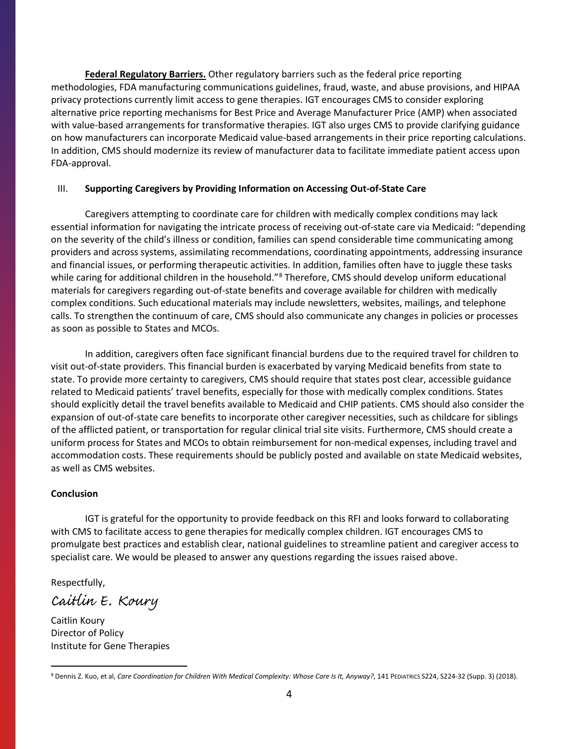**Federal Regulatory Barriers.** Other regulatory barriers such as the federal price reporting methodologies, FDA manufacturing communications guidelines, fraud, waste, and abuse provisions, and HIPAA privacy protections currently limit access to gene therapies. IGT encourages CMS to consider exploring alternative price reporting mechanisms for Best Price and Average Manufacturer Price (AMP) when associated with value-based arrangements for transformative therapies. IGT also urges CMS to provide clarifying guidance on how manufacturers can incorporate Medicaid value-based arrangements in their price reporting calculations. In addition, CMS should modernize its review of manufacturer data to facilitate immediate patient access upon FDA-approval.

## III. Supporting Caregivers by Providing Information on Accessing Out-of-State Care

Caregivers attempting to coordinate care for children with medically complex conditions may lack essential information for navigating the intricate process of receiving out-of-state care via Medicaid: "depending on the severity of the child's illness or condition, families can spend considerable time communicating among providers and across systems, assimilating recommendations, coordinating appointments, addressing insurance and financial issues, or performing therapeutic activities. In addition, families often have to juggle these tasks while caring for additional children in the household."[8] Therefore, CMS should develop uniform educational materials for caregivers regarding out-of-state benefits and coverage available for children with medically complex conditions. Such educational materials may include newsletters, websites, mailings, and telephone calls. To strengthen the continuum of care, CMS should also communicate any changes in policies or processes as soon as possible to States and MCOs.

In addition, caregivers often face significant financial burdens due to the required travel for children to visit out-of-state providers. This financial burden is exacerbated by varying Medicaid benefits from state to state. To provide more certainty to caregivers, CMS should require that states post clear, accessible guidance related to Medicaid patients' travel benefits, especially for those with medically complex conditions. States should explicitly detail the travel benefits available to Medicaid and CHIP patients. CMS should also consider the expansion of out-of-state care benefits to incorporate other caregiver necessities, such as childcare for siblings of the afflicted patient, or transportation for regular clinical trial site visits. Furthermore, CMS should create a uniform process for States and MCOs to obtain reimbursement for non-medical expenses, including travel and accommodation costs. These requirements should be publicly posted and available on state Medicaid websites, as well as CMS websites.

## Conclusion

IGT is grateful for the opportunity to provide feedback on this RFI and looks forward to collaborating with CMS to facilitate access to gene therapies for medically complex children. IGT encourages CMS to promulgate best practices and establish clear, national guidelines to streamline patient and caregiver access to specialist care. We would be pleased to answer any questions regarding the issues raised above.

Respectfully,

*Caitlin E. Koury*

Caitlin Koury
Director of Policy
Institute for Gene Therapies

---

[8] Dennis Z. Kuo, et al, *Care Coordination for Children With Medical Complexity: Whose Care Is It, Anyway?*, 141 PEDIATRICS S224, S224-32 (Supp. 3) (2018).